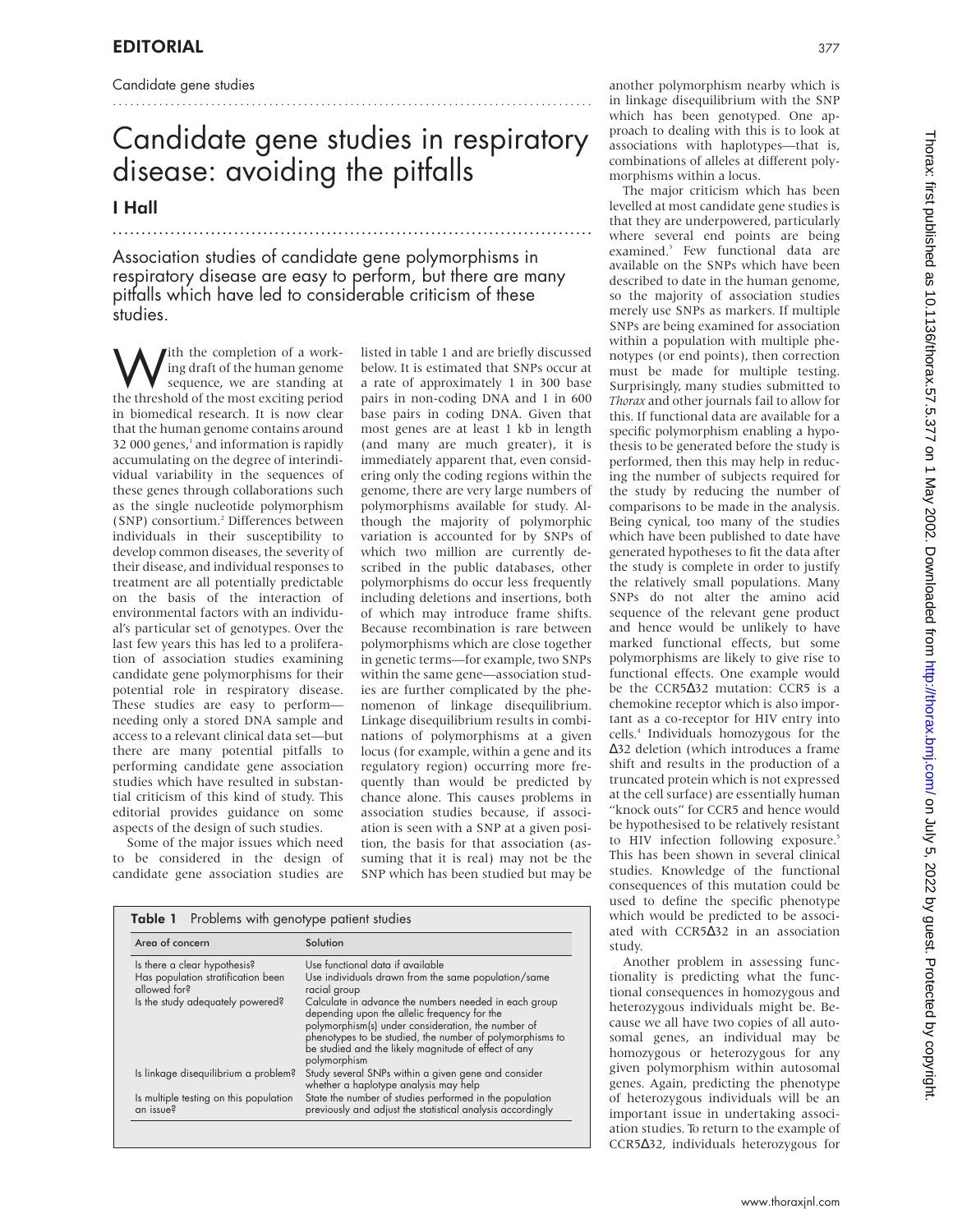Candidate gene studies

# Candidate gene studies in respiratory disease: avoiding the pitfalls

## I Hall

Association studies of candidate gene polymorphisms in respiratory disease are easy to perform, but there are many pitfalls which have led to considerable criticism of these studies.

With the completion of a working draft of the human genome sequence, we are standing at the threshold of the most exciting period in biomedical research. It is now clear that the human genome contains around 32 000 genes,[1] and information is rapidly accumulating on the degree of interindividual variability in the sequences of these genes through collaborations such as the single nucleotide polymorphism (SNP) consortium.[2] Differences between individuals in their susceptibility to develop common diseases, the severity of their disease, and individual responses to treatment are all potentially predictable on the basis of the interaction of environmental factors with an individual's particular set of genotypes. Over the last few years this has led to a proliferation of association studies examining candidate gene polymorphisms for their potential role in respiratory disease. These studies are easy to perform—needing only a stored DNA sample and access to a relevant clinical data set—but there are many potential pitfalls to performing candidate gene association studies which have resulted in substantial criticism of this kind of study. This editorial provides guidance on some aspects of the design of such studies.

Some of the major issues which need to be considered in the design of candidate gene association studies are listed in table 1 and are briefly discussed below. It is estimated that SNPs occur at a rate of approximately 1 in 300 base pairs in non-coding DNA and 1 in 600 base pairs in coding DNA. Given that most genes are at least 1 kb in length (and many are much greater), it is immediately apparent that, even considering only the coding regions within the genome, there are very large numbers of polymorphisms available for study. Although the majority of polymorphic variation is accounted for by SNPs of which two million are currently described in the public databases, other polymorphisms do occur less frequently including deletions and insertions, both of which may introduce frame shifts. Because recombination is rare between polymorphisms which are close together in genetic terms—for example, two SNPs within the same gene—association studies are further complicated by the phenomenon of linkage disequilibrium. Linkage disequilibrium results in combinations of polymorphisms at a given locus (for example, within a gene and its regulatory region) occurring more frequently than would be predicted by chance alone. This causes problems in association studies because, if association is seen with a SNP at a given position, the basis for that association (assuming that it is real) may not be the SNP which has been studied but may be another polymorphism nearby which is in linkage disequilibrium with the SNP which has been genotyped. One approach to dealing with this is to look at associations with haplotypes—that is, combinations of alleles at different polymorphisms within a locus.

**Table 1** Problems with genotype patient studies

| Area of concern | Solution |
|---|---|
| Is there a clear hypothesis? | Use functional data if available |
| Has population stratification been allowed for? | Use individuals drawn from the same population/same racial group |
| Is the study adequately powered? | Calculate in advance the numbers needed in each group depending upon the allelic frequency for the polymorphism(s) under consideration, the number of phenotypes to be studied, the number of polymorphisms to be studied and the likely magnitude of effect of any polymorphism |
| Is linkage disequilibrium a problem? | Study several SNPs within a given gene and consider whether a haplotype analysis may help |
| Is multiple testing on this population an issue? | State the number of studies performed in the population previously and adjust the statistical analysis accordingly |

The major criticism which has been levelled at most candidate gene studies is that they are underpowered, particularly where several end points are being examined.[3] Few functional data are available on the SNPs which have been described to date in the human genome, so the majority of association studies merely use SNPs as markers. If multiple SNPs are being examined for association within a population with multiple phenotypes (or end points), then correction must be made for multiple testing. Surprisingly, many studies submitted to *Thorax* and other journals fail to allow for this. If functional data are available for a specific polymorphism enabling a hypothesis to be generated before the study is performed, then this may help in reducing the number of subjects required for the study by reducing the number of comparisons to be made in the analysis. Being cynical, too many of the studies which have been published to date have generated hypotheses to fit the data after the study is complete in order to justify the relatively small populations. Many SNPs do not alter the amino acid sequence of the relevant gene product and hence would be unlikely to have marked functional effects, but some polymorphisms are likely to give rise to functional effects. One example would be the CCR5Δ32 mutation: CCR5 is a chemokine receptor which is also important as a co-receptor for HIV entry into cells.[4] Individuals homozygous for the Δ32 deletion (which introduces a frame shift and results in the production of a truncated protein which is not expressed at the cell surface) are essentially human "knock outs" for CCR5 and hence would be hypothesised to be relatively resistant to HIV infection following exposure.[5] This has been shown in several clinical studies. Knowledge of the functional consequences of this mutation could be used to define the specific phenotype which would be predicted to be associated with CCR5Δ32 in an association study.

Another problem in assessing functionality is predicting what the functional consequences in homozygous and heterozygous individuals might be. Because we all have two copies of all autosomal genes, an individual may be homozygous or heterozygous for any given polymorphism within autosomal genes. Again, predicting the phenotype of heterozygous individuals will be an important issue in undertaking association studies. To return to the example of CCR5Δ32, individuals heterozygous for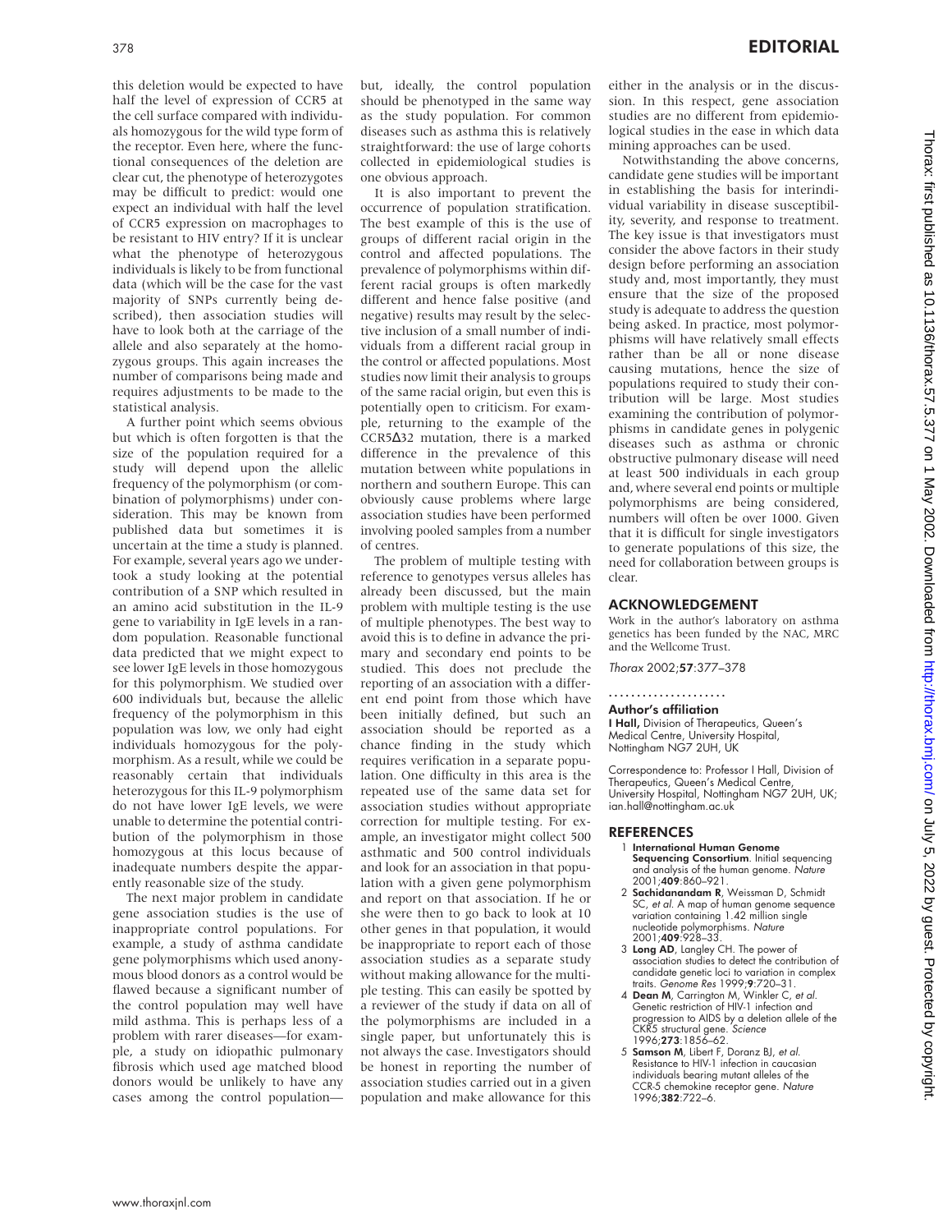this deletion would be expected to have half the level of expression of CCR5 at the cell surface compared with individuals homozygous for the wild type form of the receptor. Even here, where the functional consequences of the deletion are clear cut, the phenotype of heterozygotes may be difficult to predict: would one expect an individual with half the level of CCR5 expression on macrophages to be resistant to HIV entry? If it is unclear what the phenotype of heterozygous individuals is likely to be from functional data (which will be the case for the vast majority of SNPs currently being described), then association studies will have to look both at the carriage of the allele and also separately at the homozygous groups. This again increases the number of comparisons being made and requires adjustments to be made to the statistical analysis.

A further point which seems obvious but which is often forgotten is that the size of the population required for a study will depend upon the allelic frequency of the polymorphism (or combination of polymorphisms) under consideration. This may be known from published data but sometimes it is uncertain at the time a study is planned. For example, several years ago we undertook a study looking at the potential contribution of a SNP which resulted in an amino acid substitution in the IL-9 gene to variability in IgE levels in a random population. Reasonable functional data predicted that we might expect to see lower IgE levels in those homozygous for this polymorphism. We studied over 600 individuals but, because the allelic frequency of the polymorphism in this population was low, we only had eight individuals homozygous for the polymorphism. As a result, while we could be reasonably certain that individuals heterozygous for this IL-9 polymorphism do not have lower IgE levels, we were unable to determine the potential contribution of the polymorphism in those homozygous at this locus because of inadequate numbers despite the apparently reasonable size of the study.

The next major problem in candidate gene association studies is the use of inappropriate control populations. For example, a study of asthma candidate gene polymorphisms which used anonymous blood donors as a control would be flawed because a significant number of the control population may well have mild asthma. This is perhaps less of a problem with rarer diseases—for example, a study on idiopathic pulmonary fibrosis which used age matched blood donors would be unlikely to have any cases among the control population—but, ideally, the control population should be phenotyped in the same way as the study population. For common diseases such as asthma this is relatively straightforward: the use of large cohorts collected in epidemiological studies is one obvious approach.

It is also important to prevent the occurrence of population stratification. The best example of this is the use of groups of different racial origin in the control and affected populations. The prevalence of polymorphisms within different racial groups is often markedly different and hence false positive (and negative) results may result by the selective inclusion of a small number of individuals from a different racial group in the control or affected populations. Most studies now limit their analysis to groups of the same racial origin, but even this is potentially open to criticism. For example, returning to the example of the CCR5Δ32 mutation, there is a marked difference in the prevalence of this mutation between white populations in northern and southern Europe. This can obviously cause problems where large association studies have been performed involving pooled samples from a number of centres.

The problem of multiple testing with reference to genotypes versus alleles has already been discussed, but the main problem with multiple testing is the use of multiple phenotypes. The best way to avoid this is to define in advance the primary and secondary end points to be studied. This does not preclude the reporting of an association with a different end point from those which have been initially defined, but such an association should be reported as a chance finding in the study which requires verification in a separate population. One difficulty in this area is the repeated use of the same data set for association studies without appropriate correction for multiple testing. For example, an investigator might collect 500 asthmatic and 500 control individuals and look for an association in that population with a given gene polymorphism and report on that association. If he or she were then to go back to look at 10 other genes in that population, it would be inappropriate to report each of those association studies as a separate study without making allowance for the multiple testing. This can easily be spotted by a reviewer of the study if data on all of the polymorphisms are included in a single paper, but unfortunately this is not always the case. Investigators should be honest in reporting the number of association studies carried out in a given population and make allowance for this either in the analysis or in the discussion. In this respect, gene association studies are no different from epidemiological studies in the ease in which data mining approaches can be used.

Notwithstanding the above concerns, candidate gene studies will be important in establishing the basis for interindividual variability in disease susceptibility, severity, and response to treatment. The key issue is that investigators must consider the above factors in their study design before performing an association study and, most importantly, they must ensure that the size of the proposed study is adequate to address the question being asked. In practice, most polymorphisms will have relatively small effects rather than be all or none disease causing mutations, hence the size of populations required to study their contribution will be large. Most studies examining the contribution of polymorphisms in candidate genes in polygenic diseases such as asthma or chronic obstructive pulmonary disease will need at least 500 individuals in each group and, where several end points or multiple polymorphisms are being considered, numbers will often be over 1000. Given that it is difficult for single investigators to generate populations of this size, the need for collaboration between groups is clear.

## ACKNOWLEDGEMENT

Work in the author's laboratory on asthma genetics has been funded by the NAC, MRC and the Wellcome Trust.

*Thorax* 2002;**57**:377–378

### Author's affiliation

**I Hall,** Division of Therapeutics, Queen's Medical Centre, University Hospital, Nottingham NG7 2UH, UK

Correspondence to: Professor I Hall, Division of Therapeutics, Queen's Medical Centre, University Hospital, Nottingham NG7 2UH, UK; ian.hall@nottingham.ac.uk

## REFERENCES

1. **International Human Genome Sequencing Consortium**. Initial sequencing and analysis of the human genome. *Nature* 2001;**409**:860–921.
2. **Sachidanandam R**, Weissman D, Schmidt SC, *et al*. A map of human genome sequence variation containing 1.42 million single nucleotide polymorphisms. *Nature* 2001;**409**:928–33.
3. **Long AD**, Langley CH. The power of association studies to detect the contribution of candidate genetic loci to variation in complex traits. *Genome Res* 1999;**9**:720–31.
4. **Dean M**, Carrington M, Winkler C, *et al*. Genetic restriction of HIV-1 infection and progression to AIDS by a deletion allele of the CKR5 structural gene. *Science* 1996;**273**:1856–62.
5. **Samson M**, Libert F, Doranz BJ, *et al*. Resistance to HIV-1 infection in caucasian individuals bearing mutant alleles of the CCR-5 chemokine receptor gene. *Nature* 1996;**382**:722–6.